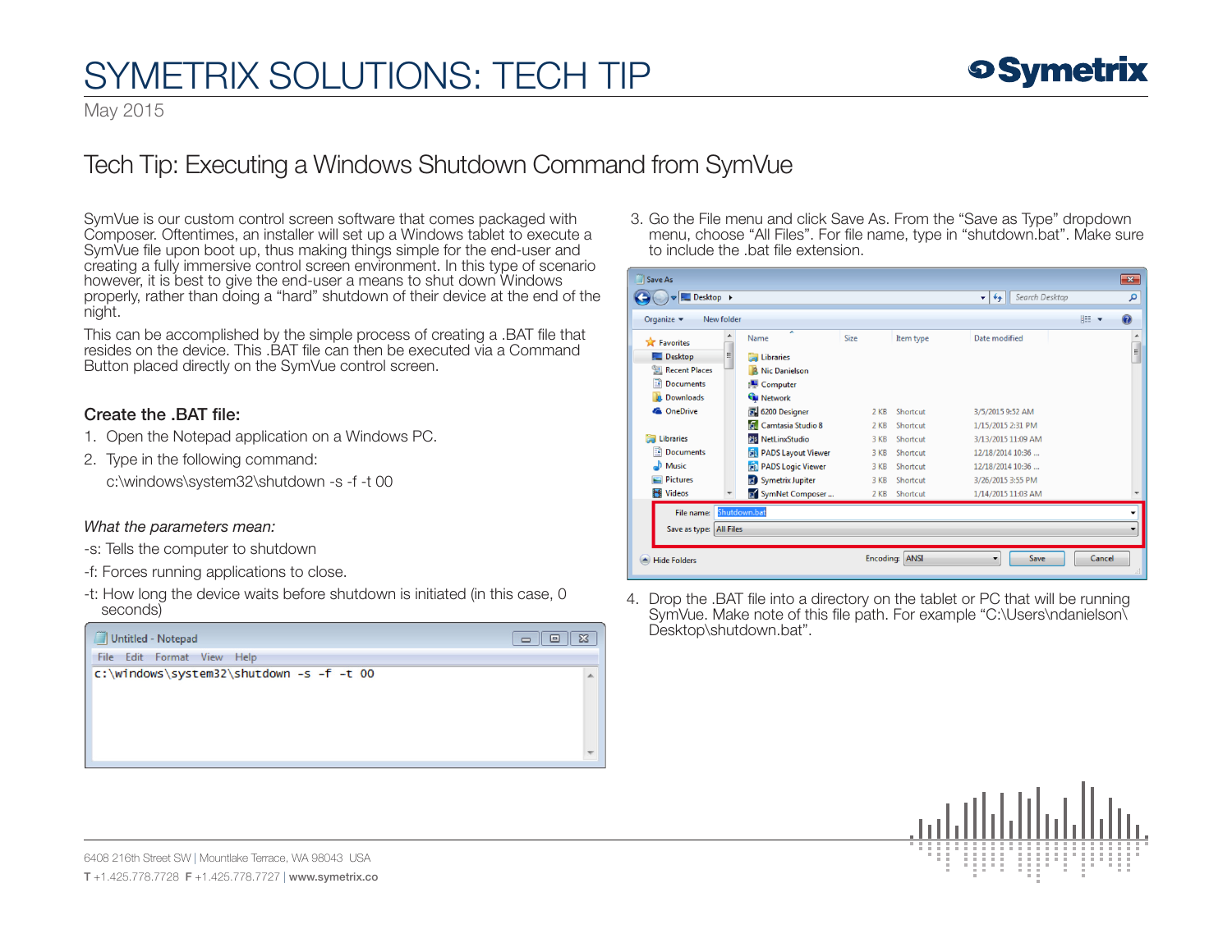# SYMETRIX SOLUTIONS: TECH TIP

May 2015

## Tech Tip: Executing a Windows Shutdown Command from SymVue

SymVue is our custom control screen software that comes packaged with Composer. Oftentimes, an installer will set up a Windows tablet to execute a SymVue file upon boot up, thus making things simple for the end-user and creating a fully immersive control screen environment. In this type of scenario however, it is best to give the end-user a means to shut down Windows properly, rather than doing a "hard" shutdown of their device at the end of the night.

This can be accomplished by the simple process of creating a .BAT file that resides on the device. This .BAT file can then be executed via a Command Button placed directly on the SymVue control screen.

### Create the .BAT file:

1. Open the Notepad application on a Windows PC.
2. Type in the following command:

   c:\windows\system32\shutdown -s -f -t 00

*What the parameters mean:*

-s: Tells the computer to shutdown

-f: Forces running applications to close.

-t: How long the device waits before shutdown is initiated (in this case, 0 seconds)

```
c:\windows\system32\shutdown -s -f -t 00
```

3. Go the File menu and click Save As. From the "Save as Type" dropdown menu, choose "All Files". For file name, type in "shutdown.bat". Make sure to include the .bat file extension.

4. Drop the .BAT file into a directory on the tablet or PC that will be running SymVue. Make note of this file path. For example "C:\Users\ndanielson\Desktop\shutdown.bat".

6408 216th Street SW | Mountlake Terrace, WA 98043 USA

T +1.425.778.7728 F +1.425.778.7727 | www.symetrix.co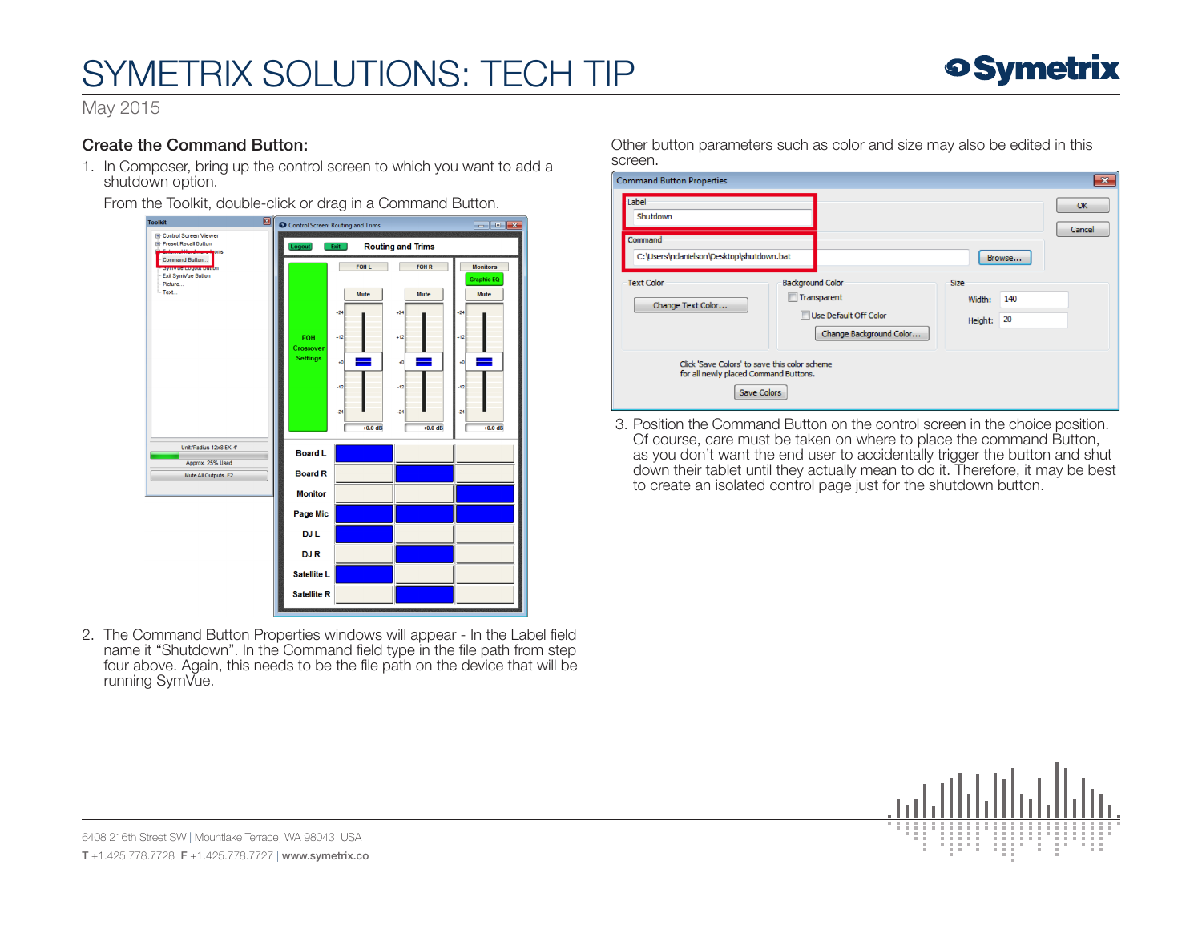### Create the Command Button:

1. In Composer, bring up the control screen to which you want to add a shutdown option.

   From the Toolkit, double-click or drag in a Command Button.

2. The Command Button Properties windows will appear - In the Label field name it “Shutdown”. In the Command field type in the file path from step four above. Again, this needs to be the file path on the device that will be running SymVue.

Other button parameters such as color and size may also be edited in this screen.

3. Position the Command Button on the control screen in the choice position. Of course, care must be taken on where to place the command Button, as you don’t want the end user to accidentally trigger the button and shut down their tablet until they actually mean to do it. Therefore, it may be best to create an isolated control page just for the shutdown button.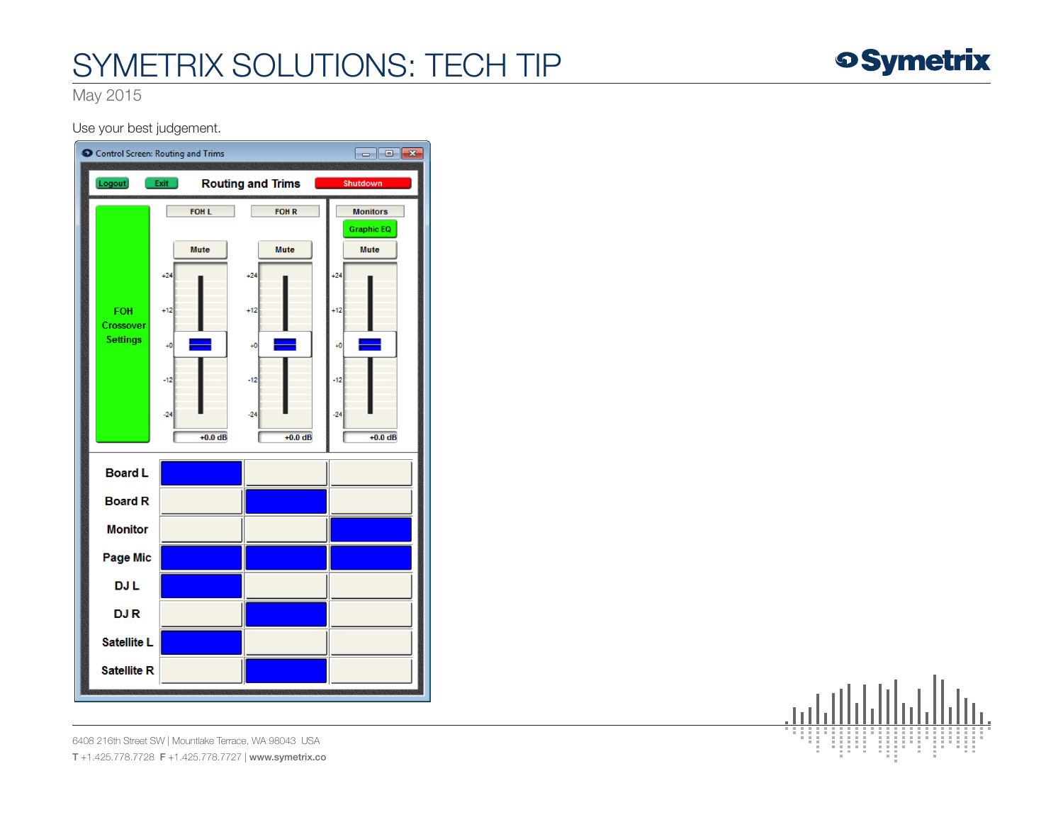Use your best judgement.